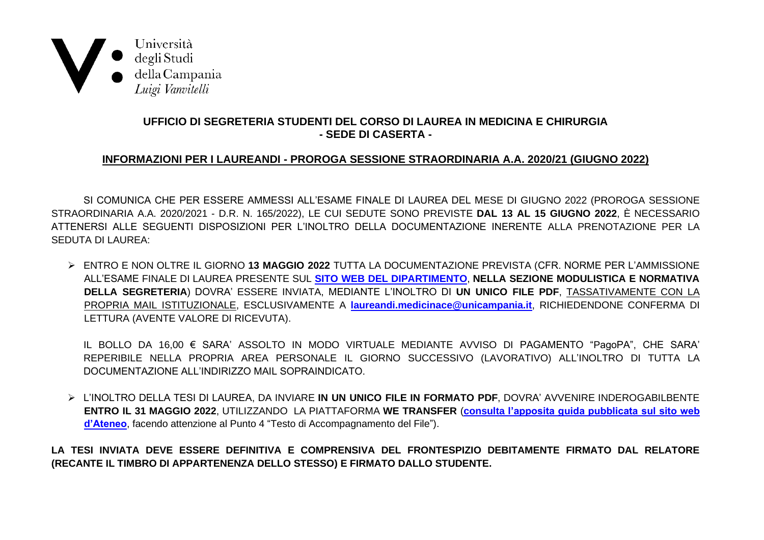Università
degli Studi
della Campania
*Luigi Vanvitelli*

## UFFICIO DI SEGRETERIA STUDENTI DEL CORSO DI LAUREA IN MEDICINA E CHIRURGIA
## - SEDE DI CASERTA -

### INFORMAZIONI PER I LAUREANDI - PROROGA SESSIONE STRAORDINARIA A.A. 2020/21 (GIUGNO 2022)

SI COMUNICA CHE PER ESSERE AMMESSI ALL'ESAME FINALE DI LAUREA DEL MESE DI GIUGNO 2022 (PROROGA SESSIONE STRAORDINARIA A.A. 2020/2021 - D.R. N. 165/2022), LE CUI SEDUTE SONO PREVISTE **DAL 13 AL 15 GIUGNO 2022**, È NECESSARIO ATTENERSI ALLE SEGUENTI DISPOSIZIONI PER L'INOLTRO DELLA DOCUMENTAZIONE INERENTE ALLA PRENOTAZIONE PER LA SEDUTA DI LAUREA:

- ENTRO E NON OLTRE IL GIORNO **13 MAGGIO 2022** TUTTA LA DOCUMENTAZIONE PREVISTA (CFR. NORME PER L'AMMISSIONE ALL'ESAME FINALE DI LAUREA PRESENTE SUL **SITO WEB DEL DIPARTIMENTO**, **NELLA SEZIONE MODULISTICA E NORMATIVA DELLA SEGRETERIA**) DOVRA' ESSERE INVIATA, MEDIANTE L'INOLTRO DI **UN UNICO FILE PDF**, TASSATIVAMENTE CON LA PROPRIA MAIL ISTITUZIONALE, ESCLUSIVAMENTE A **laureandi.medicinace@unicampania.it**, RICHIEDENDONE CONFERMA DI LETTURA (AVENTE VALORE DI RICEVUTA).

  IL BOLLO DA 16,00 € SARA' ASSOLTO IN MODO VIRTUALE MEDIANTE AVVISO DI PAGAMENTO "PagoPA", CHE SARA' REPERIBILE NELLA PROPRIA AREA PERSONALE IL GIORNO SUCCESSIVO (LAVORATIVO) ALL'INOLTRO DI TUTTA LA DOCUMENTAZIONE ALL'INDIRIZZO MAIL SOPRAINDICATO.

- L'INOLTRO DELLA TESI DI LAUREA, DA INVIARE **IN UN UNICO FILE IN FORMATO PDF**, DOVRA' AVVENIRE INDEROGABILBENTE **ENTRO IL 31 MAGGIO 2022**, UTILIZZANDO LA PIATTAFORMA **WE TRANSFER** (**consulta l'apposita guida pubblicata sul sito web d'Ateneo**, facendo attenzione al Punto 4 "Testo di Accompagnamento del File").

**LA TESI INVIATA DEVE ESSERE DEFINITIVA E COMPRENSIVA DEL FRONTESPIZIO DEBITAMENTE FIRMATO DAL RELATORE (RECANTE IL TIMBRO DI APPARTENENZA DELLO STESSO) E FIRMATO DALLO STUDENTE.**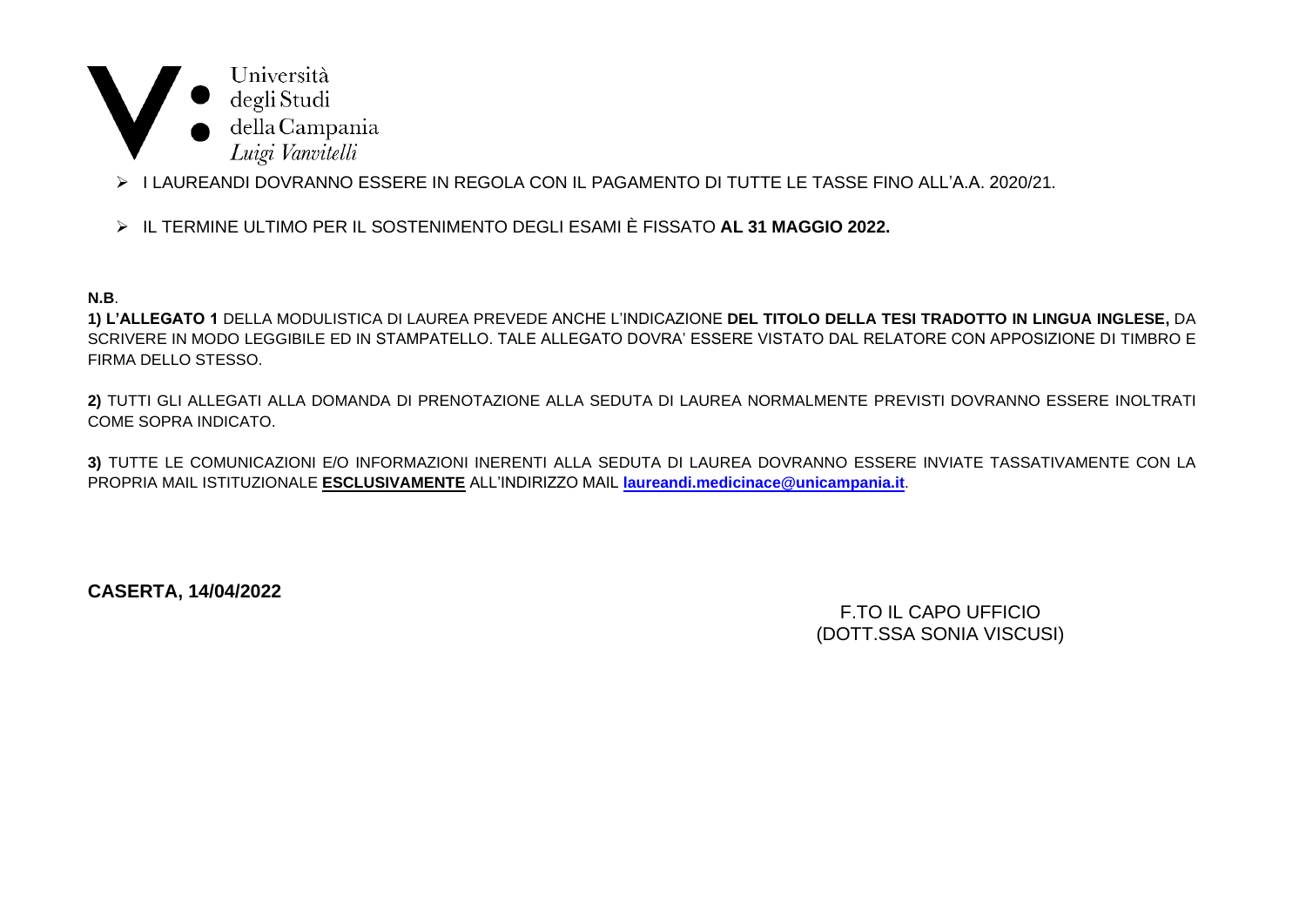- I LAUREANDI DOVRANNO ESSERE IN REGOLA CON IL PAGAMENTO DI TUTTE LE TASSE FINO ALL'A.A. 2020/21.

- IL TERMINE ULTIMO PER IL SOSTENIMENTO DEGLI ESAMI È FISSATO **AL 31 MAGGIO 2022.**

**N.B**.

**1) L'ALLEGATO 1** DELLA MODULISTICA DI LAUREA PREVEDE ANCHE L'INDICAZIONE **DEL TITOLO DELLA TESI TRADOTTO IN LINGUA INGLESE,** DA SCRIVERE IN MODO LEGGIBILE ED IN STAMPATELLO. TALE ALLEGATO DOVRA' ESSERE VISTATO DAL RELATORE CON APPOSIZIONE DI TIMBRO E FIRMA DELLO STESSO.

**2)** TUTTI GLI ALLEGATI ALLA DOMANDA DI PRENOTAZIONE ALLA SEDUTA DI LAUREA NORMALMENTE PREVISTI DOVRANNO ESSERE INOLTRATI COME SOPRA INDICATO.

**3)** TUTTE LE COMUNICAZIONI E/O INFORMAZIONI INERENTI ALLA SEDUTA DI LAUREA DOVRANNO ESSERE INVIATE TASSATIVAMENTE CON LA PROPRIA MAIL ISTITUZIONALE **ESCLUSIVAMENTE** ALL'INDIRIZZO MAIL **laureandi.medicinace@unicampania.it**.

**CASERTA, 14/04/2022**

F.TO IL CAPO UFFICIO
(DOTT.SSA SONIA VISCUSI)